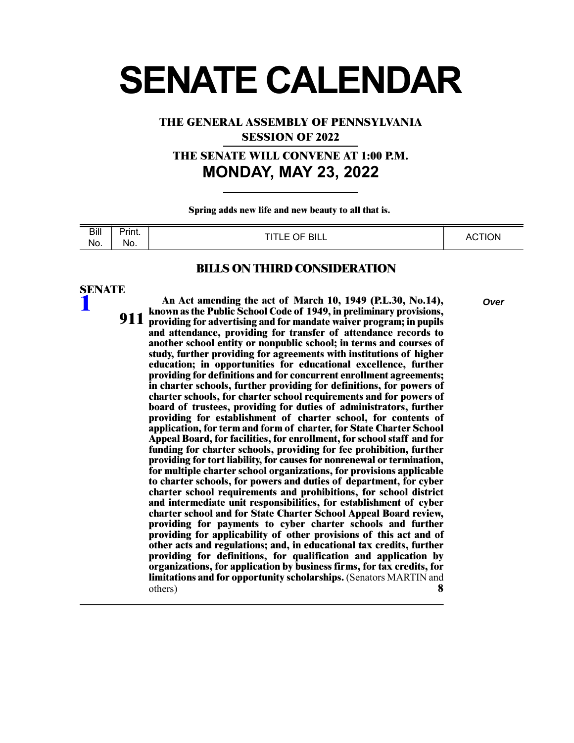# SENATE CALENDAR

**THE GENERAL ASSEMBLY OF PENNSYLVANIA**

**SESSION OF 2022**

**THE SENATE WILL CONVENE AT 1:00 P.M.**

## MONDAY, MAY 23, 2022

**Spring adds new life and new beauty to all that is.**

| Bill No. | Print. No. | TITLE OF BILL | ACTION |
|---|---|---|---|

### BILLS ON THIRD CONSIDERATION

**SENATE**

| Bill No. | Print. No. | TITLE OF BILL | ACTION |
|---|---|---|---|
| **1** | **911** | **An Act amending the act of March 10, 1949 (P.L.30, No.14), known as the Public School Code of 1949, in preliminary provisions, providing for advertising and for mandate waiver program; in pupils and attendance, providing for transfer of attendance records to another school entity or nonpublic school; in terms and courses of study, further providing for agreements with institutions of higher education; in opportunities for educational excellence, further providing for definitions and for concurrent enrollment agreements; in charter schools, further providing for definitions, for powers of charter schools, for charter school requirements and for powers of board of trustees, providing for duties of administrators, further providing for establishment of charter school, for contents of application, for term and form of charter, for State Charter School Appeal Board, for facilities, for enrollment, for school staff and for funding for charter schools, providing for fee prohibition, further providing for tort liability, for causes for nonrenewal or termination, for multiple charter school organizations, for provisions applicable to charter schools, for powers and duties of department, for cyber charter school requirements and prohibitions, for school district and intermediate unit responsibilities, for establishment of cyber charter school and for State Charter School Appeal Board review, providing for payments to cyber charter schools and further providing for applicability of other provisions of this act and of other acts and regulations; and, in educational tax credits, further providing for definitions, for qualification and application by organizations, for application by business firms, for tax credits, for limitations and for opportunity scholarships.** (Senators MARTIN and others) **8** | ***Over*** |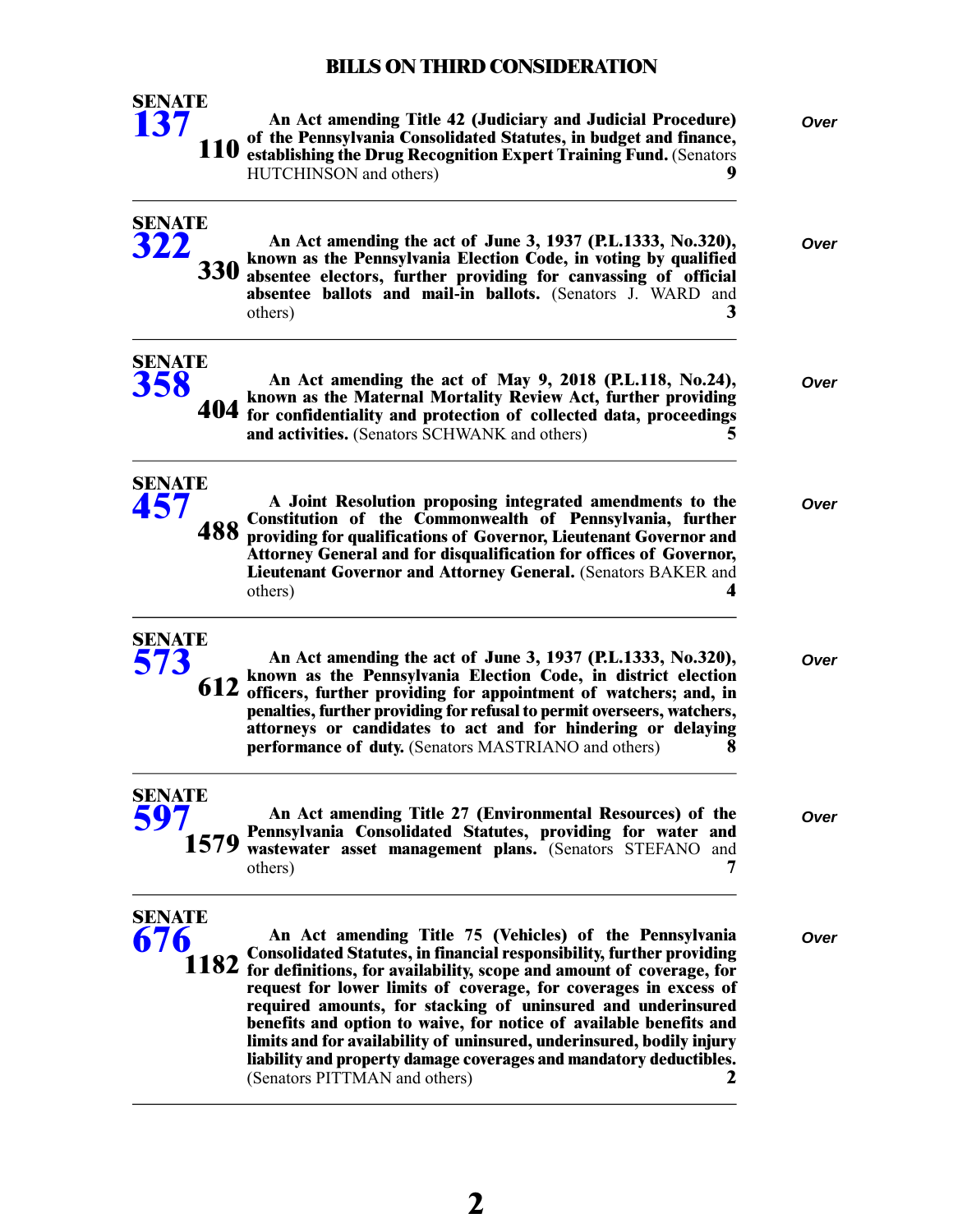## BILLS ON THIRD CONSIDERATION

**SENATE 137** **110**

**An Act amending Title 42 (Judiciary and Judicial Procedure) of the Pennsylvania Consolidated Statutes, in budget and finance, establishing the Drug Recognition Expert Training Fund.** (Senators HUTCHINSON and others) **9**

*Over*

---

**SENATE 322** **330**

**An Act amending the act of June 3, 1937 (P.L.1333, No.320), known as the Pennsylvania Election Code, in voting by qualified absentee electors, further providing for canvassing of official absentee ballots and mail-in ballots.** (Senators J. WARD and others) **3**

*Over*

---

**SENATE 358** **404**

**An Act amending the act of May 9, 2018 (P.L.118, No.24), known as the Maternal Mortality Review Act, further providing for confidentiality and protection of collected data, proceedings and activities.** (Senators SCHWANK and others) **5**

*Over*

---

**SENATE 457** **488**

**A Joint Resolution proposing integrated amendments to the Constitution of the Commonwealth of Pennsylvania, further providing for qualifications of Governor, Lieutenant Governor and Attorney General and for disqualification for offices of Governor, Lieutenant Governor and Attorney General.** (Senators BAKER and others) **4**

*Over*

---

**SENATE 573** **612**

**An Act amending the act of June 3, 1937 (P.L.1333, No.320), known as the Pennsylvania Election Code, in district election officers, further providing for appointment of watchers; and, in penalties, further providing for refusal to permit overseers, watchers, attorneys or candidates to act and for hindering or delaying performance of duty.** (Senators MASTRIANO and others) **8**

*Over*

---

**SENATE 597** **1579**

**An Act amending Title 27 (Environmental Resources) of the Pennsylvania Consolidated Statutes, providing for water and wastewater asset management plans.** (Senators STEFANO and others) **7**

*Over*

---

**SENATE 676** **1182**

**An Act amending Title 75 (Vehicles) of the Pennsylvania Consolidated Statutes, in financial responsibility, further providing for definitions, for availability, scope and amount of coverage, for request for lower limits of coverage, for coverages in excess of required amounts, for stacking of uninsured and underinsured benefits and option to waive, for notice of available benefits and limits and for availability of uninsured, underinsured, bodily injury liability and property damage coverages and mandatory deductibles.** (Senators PITTMAN and others) **2**

*Over*

---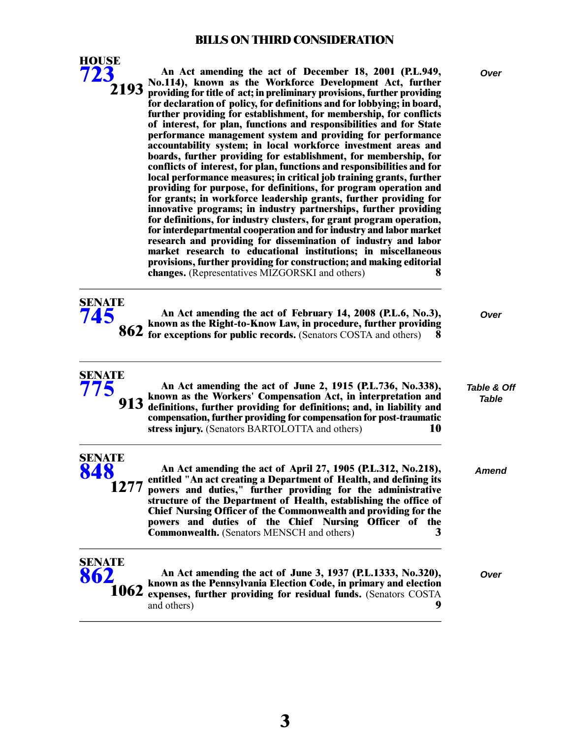## BILLS ON THIRD CONSIDERATION

**HOUSE 723** **2193**

**An Act amending the act of December 18, 2001 (P.L.949, No.114), known as the Workforce Development Act, further providing for title of act; in preliminary provisions, further providing for declaration of policy, for definitions and for lobbying; in board, further providing for establishment, for membership, for conflicts of interest, for plan, functions and responsibilities and for State performance management system and providing for performance accountability system; in local workforce investment areas and boards, further providing for establishment, for membership, for conflicts of interest, for plan, functions and responsibilities and for local performance measures; in critical job training grants, further providing for purpose, for definitions, for program operation and for grants; in workforce leadership grants, further providing for innovative programs; in industry partnerships, further providing for definitions, for industry clusters, for grant program operation, for interdepartmental cooperation and for industry and labor market research and providing for dissemination of industry and labor market research to educational institutions; in miscellaneous provisions, further providing for construction; and making editorial changes.** (Representatives MIZGORSKI and others) **8**

*Over*

---

**SENATE 745** **862**

**An Act amending the act of February 14, 2008 (P.L.6, No.3), known as the Right-to-Know Law, in procedure, further providing for exceptions for public records.** (Senators COSTA and others) **8**

*Over*

---

**SENATE 775** **913**

**An Act amending the act of June 2, 1915 (P.L.736, No.338), known as the Workers' Compensation Act, in interpretation and definitions, further providing for definitions; and, in liability and compensation, further providing for compensation for post-traumatic stress injury.** (Senators BARTOLOTTA and others) **10**

*Table & Off Table*

---

**SENATE 848** **1277**

**An Act amending the act of April 27, 1905 (P.L.312, No.218), entitled "An act creating a Department of Health, and defining its powers and duties," further providing for the administrative structure of the Department of Health, establishing the office of Chief Nursing Officer of the Commonwealth and providing for the powers and duties of the Chief Nursing Officer of the Commonwealth.** (Senators MENSCH and others) **3**

*Amend*

---

**SENATE 862** **1062**

**An Act amending the act of June 3, 1937 (P.L.1333, No.320), known as the Pennsylvania Election Code, in primary and election expenses, further providing for residual funds.** (Senators COSTA and others) **9**

*Over*

---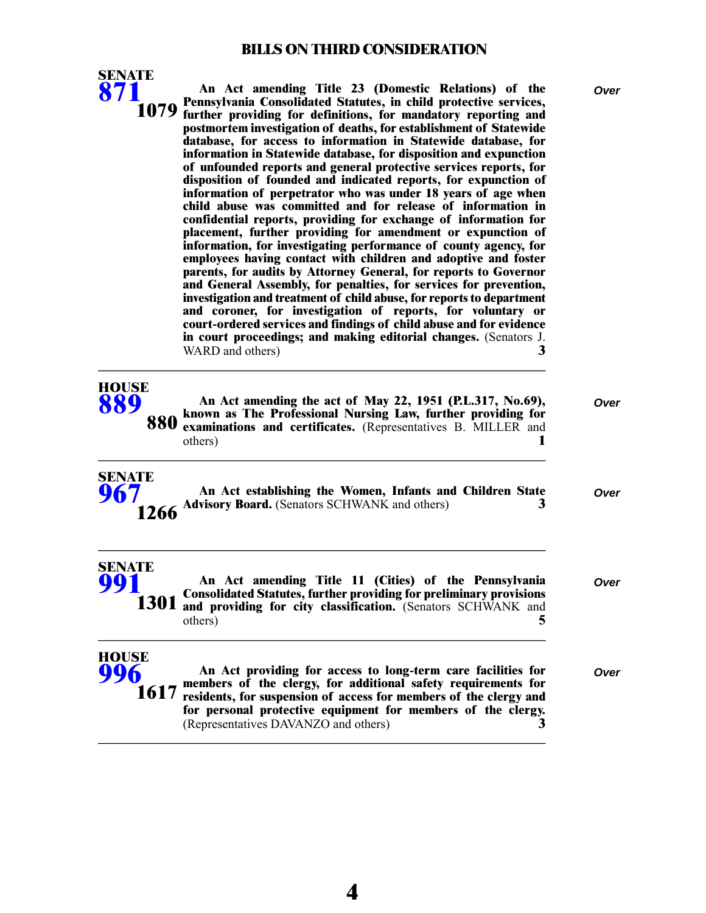## BILLS ON THIRD CONSIDERATION

**SENATE 871** **1079**

**An Act amending Title 23 (Domestic Relations) of the Pennsylvania Consolidated Statutes, in child protective services, further providing for definitions, for mandatory reporting and postmortem investigation of deaths, for establishment of Statewide database, for access to information in Statewide database, for information in Statewide database, for disposition and expunction of unfounded reports and general protective services reports, for disposition of founded and indicated reports, for expunction of information of perpetrator who was under 18 years of age when child abuse was committed and for release of information in confidential reports, providing for exchange of information for placement, further providing for amendment or expunction of information, for investigating performance of county agency, for employees having contact with children and adoptive and foster parents, for audits by Attorney General, for reports to Governor and General Assembly, for penalties, for services for prevention, investigation and treatment of child abuse, for reports to department and coroner, for investigation of reports, for voluntary or court-ordered services and findings of child abuse and for evidence in court proceedings; and making editorial changes.** (Senators J. WARD and others) **3**

*Over*

---

**HOUSE 889** **880**

**An Act amending the act of May 22, 1951 (P.L.317, No.69), known as The Professional Nursing Law, further providing for examinations and certificates.** (Representatives B. MILLER and others) **1**

*Over*

---

**SENATE 967** **1266**

**An Act establishing the Women, Infants and Children State Advisory Board.** (Senators SCHWANK and others) **3**

*Over*

---

**SENATE 991** **1301**

**An Act amending Title 11 (Cities) of the Pennsylvania Consolidated Statutes, further providing for preliminary provisions and providing for city classification.** (Senators SCHWANK and others) **5**

*Over*

---

**HOUSE 996** **1617**

**An Act providing for access to long-term care facilities for members of the clergy, for additional safety requirements for residents, for suspension of access for members of the clergy and for personal protective equipment for members of the clergy.** (Representatives DAVANZO and others) **3**

*Over*

---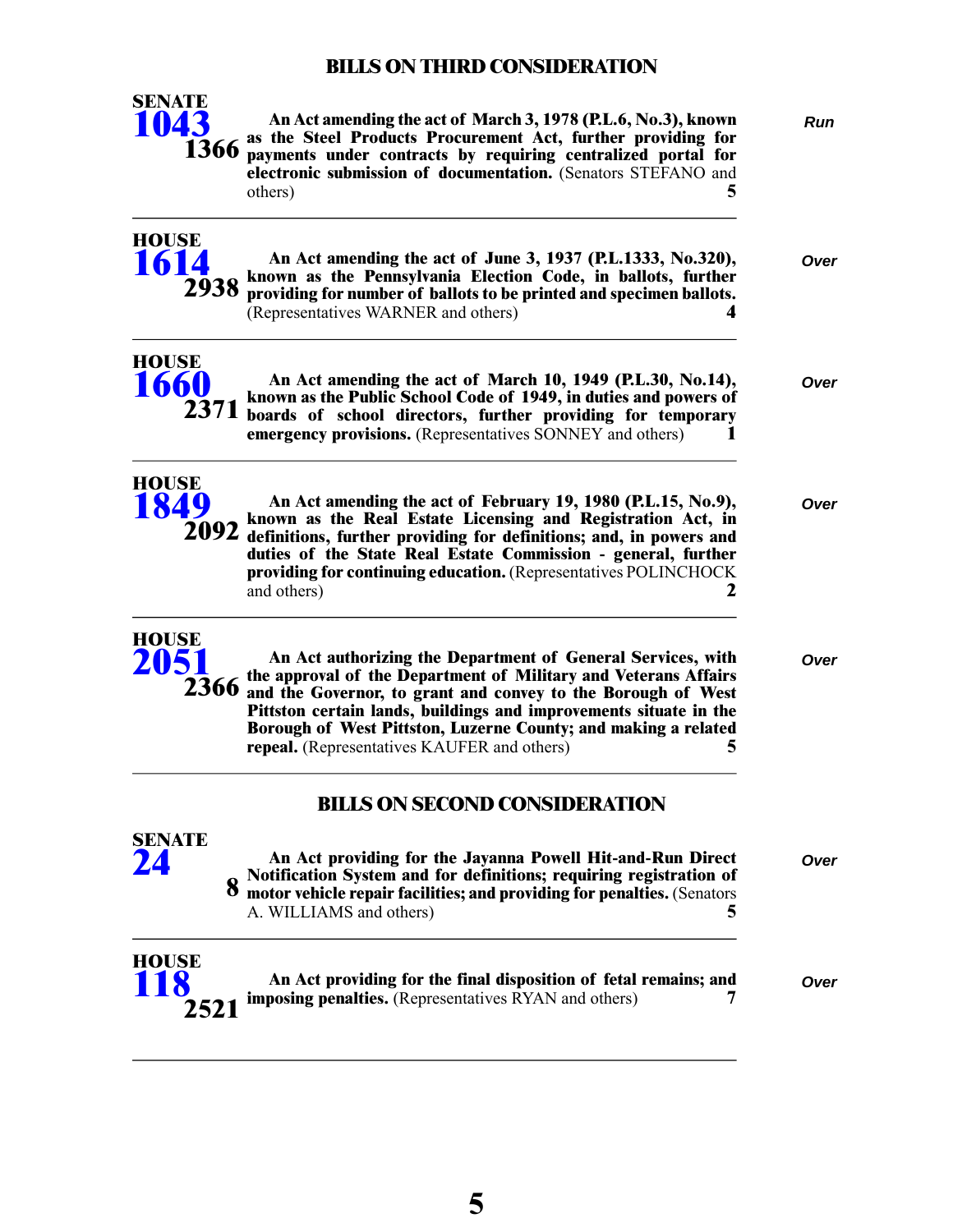## BILLS ON THIRD CONSIDERATION

**SENATE**
**1043**
**1366**

**An Act amending the act of March 3, 1978 (P.L.6, No.3), known as the Steel Products Procurement Act, further providing for payments under contracts by requiring centralized portal for electronic submission of documentation.** (Senators STEFANO and others) **5**

*Run*

---

**HOUSE**
**1614**
**2938**

**An Act amending the act of June 3, 1937 (P.L.1333, No.320), known as the Pennsylvania Election Code, in ballots, further providing for number of ballots to be printed and specimen ballots.** (Representatives WARNER and others) **4**

*Over*

---

**HOUSE**
**1660**
**2371**

**An Act amending the act of March 10, 1949 (P.L.30, No.14), known as the Public School Code of 1949, in duties and powers of boards of school directors, further providing for temporary emergency provisions.** (Representatives SONNEY and others) **1**

*Over*

---

**HOUSE**
**1849**
**2092**

**An Act amending the act of February 19, 1980 (P.L.15, No.9), known as the Real Estate Licensing and Registration Act, in definitions, further providing for definitions; and, in powers and duties of the State Real Estate Commission - general, further providing for continuing education.** (Representatives POLINCHOCK and others) **2**

*Over*

---

**HOUSE**
**2051**
**2366**

**An Act authorizing the Department of General Services, with the approval of the Department of Military and Veterans Affairs and the Governor, to grant and convey to the Borough of West Pittston certain lands, buildings and improvements situate in the Borough of West Pittston, Luzerne County; and making a related repeal.** (Representatives KAUFER and others) **5**

*Over*

---

## BILLS ON SECOND CONSIDERATION

**SENATE**
**24**
**8**

**An Act providing for the Jayanna Powell Hit-and-Run Direct Notification System and for definitions; requiring registration of motor vehicle repair facilities; and providing for penalties.** (Senators A. WILLIAMS and others) **5**

*Over*

---

**HOUSE**
**118**
**2521**

**An Act providing for the final disposition of fetal remains; and imposing penalties.** (Representatives RYAN and others) **7**

*Over*

---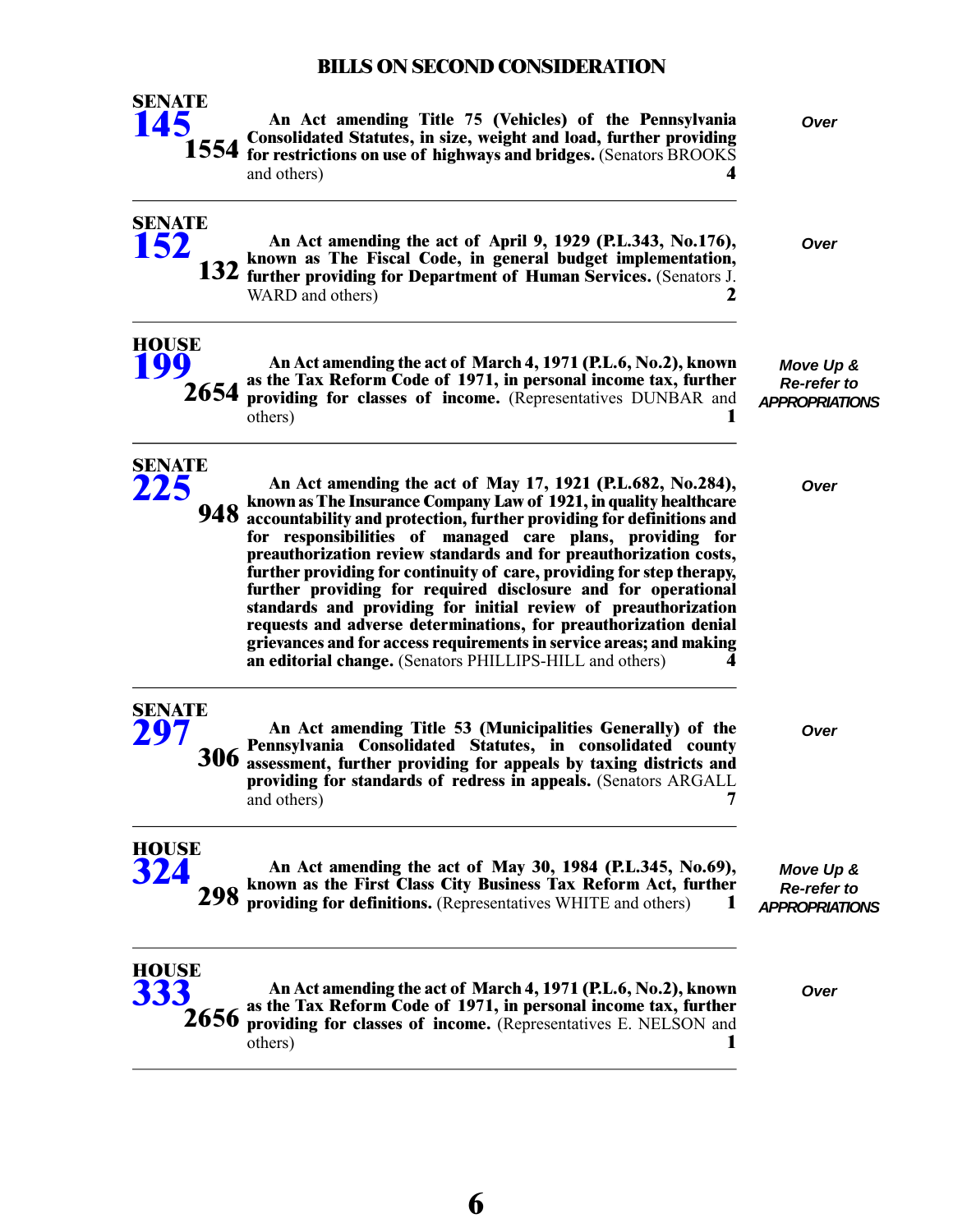## BILLS ON SECOND CONSIDERATION

**SENATE 145** — **1554**

**An Act amending Title 75 (Vehicles) of the Pennsylvania Consolidated Statutes, in size, weight and load, further providing for restrictions on use of highways and bridges.** (Senators BROOKS and others) **4**

*Over*

---

**SENATE 152** — **132**

**An Act amending the act of April 9, 1929 (P.L.343, No.176), known as The Fiscal Code, in general budget implementation, further providing for Department of Human Services.** (Senators J. WARD and others) **2**

*Over*

---

**HOUSE 199** — **2654**

**An Act amending the act of March 4, 1971 (P.L.6, No.2), known as the Tax Reform Code of 1971, in personal income tax, further providing for classes of income.** (Representatives DUNBAR and others) **1**

*Move Up & Re-refer to APPROPRIATIONS*

---

**SENATE 225** — **948**

**An Act amending the act of May 17, 1921 (P.L.682, No.284), known as The Insurance Company Law of 1921, in quality healthcare accountability and protection, further providing for definitions and for responsibilities of managed care plans, providing for preauthorization review standards and for preauthorization costs, further providing for continuity of care, providing for step therapy, further providing for required disclosure and for operational standards and providing for initial review of preauthorization requests and adverse determinations, for preauthorization denial grievances and for access requirements in service areas; and making an editorial change.** (Senators PHILLIPS-HILL and others) **4**

*Over*

---

**SENATE 297** — **306**

**An Act amending Title 53 (Municipalities Generally) of the Pennsylvania Consolidated Statutes, in consolidated county assessment, further providing for appeals by taxing districts and providing for standards of redress in appeals.** (Senators ARGALL and others) **7**

*Over*

---

**HOUSE 324** — **298**

**An Act amending the act of May 30, 1984 (P.L.345, No.69), known as the First Class City Business Tax Reform Act, further providing for definitions.** (Representatives WHITE and others) **1**

*Move Up & Re-refer to APPROPRIATIONS*

---

**HOUSE 333** — **2656**

**An Act amending the act of March 4, 1971 (P.L.6, No.2), known as the Tax Reform Code of 1971, in personal income tax, further providing for classes of income.** (Representatives E. NELSON and others) **1**

*Over*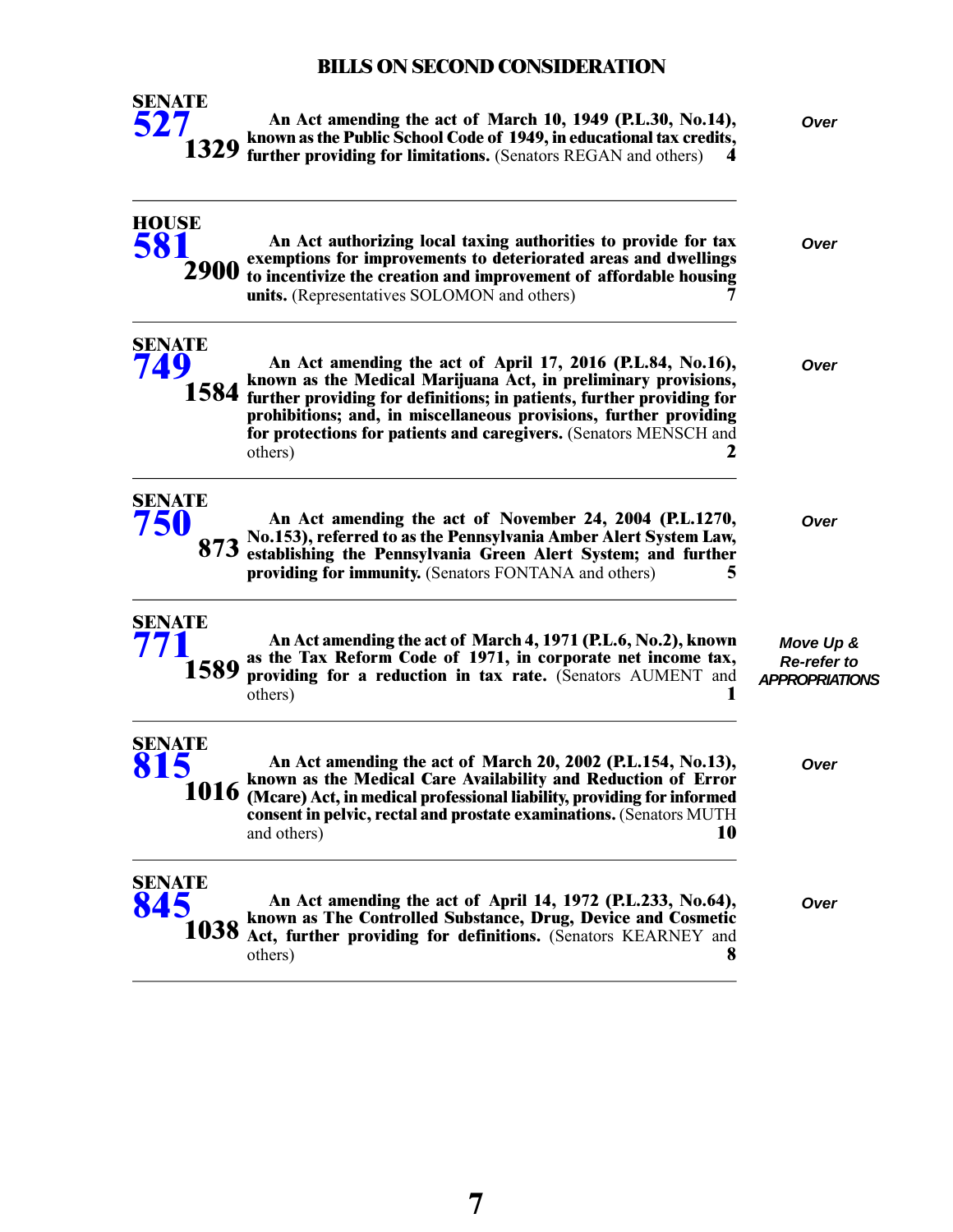## BILLS ON SECOND CONSIDERATION

| Bill | Description | Action |
|---|---|---|
| **SENATE 527** **1329** | **An Act amending the act of March 10, 1949 (P.L.30, No.14), known as the Public School Code of 1949, in educational tax credits, further providing for limitations.** (Senators REGAN and others) **4** | *Over* |
| **HOUSE 581** **2900** | **An Act authorizing local taxing authorities to provide for tax exemptions for improvements to deteriorated areas and dwellings to incentivize the creation and improvement of affordable housing units.** (Representatives SOLOMON and others) **7** | *Over* |
| **SENATE 749** **1584** | **An Act amending the act of April 17, 2016 (P.L.84, No.16), known as the Medical Marijuana Act, in preliminary provisions, further providing for definitions; in patients, further providing for prohibitions; and, in miscellaneous provisions, further providing for protections for patients and caregivers.** (Senators MENSCH and others) **2** | *Over* |
| **SENATE 750** **873** | **An Act amending the act of November 24, 2004 (P.L.1270, No.153), referred to as the Pennsylvania Amber Alert System Law, establishing the Pennsylvania Green Alert System; and further providing for immunity.** (Senators FONTANA and others) **5** | *Over* |
| **SENATE 771** **1589** | **An Act amending the act of March 4, 1971 (P.L.6, No.2), known as the Tax Reform Code of 1971, in corporate net income tax, providing for a reduction in tax rate.** (Senators AUMENT and others) **1** | *Move Up & Re-refer to APPROPRIATIONS* |
| **SENATE 815** **1016** | **An Act amending the act of March 20, 2002 (P.L.154, No.13), known as the Medical Care Availability and Reduction of Error (Mcare) Act, in medical professional liability, providing for informed consent in pelvic, rectal and prostate examinations.** (Senators MUTH and others) **10** | *Over* |
| **SENATE 845** **1038** | **An Act amending the act of April 14, 1972 (P.L.233, No.64), known as The Controlled Substance, Drug, Device and Cosmetic Act, further providing for definitions.** (Senators KEARNEY and others) **8** | *Over* |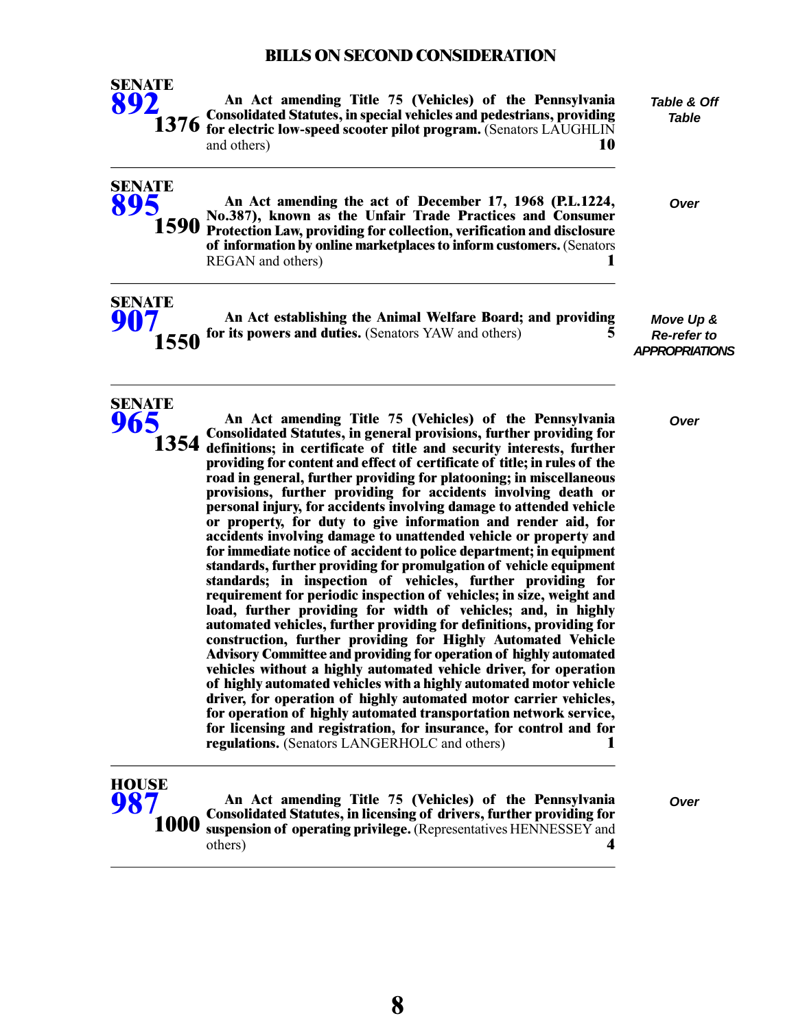## BILLS ON SECOND CONSIDERATION

**SENATE 892** **1376**

**An Act amending Title 75 (Vehicles) of the Pennsylvania Consolidated Statutes, in special vehicles and pedestrians, providing for electric low-speed scooter pilot program.** (Senators LAUGHLIN and others) **10**

*Table & Off Table*

---

**SENATE 895** **1590**

**An Act amending the act of December 17, 1968 (P.L.1224, No.387), known as the Unfair Trade Practices and Consumer Protection Law, providing for collection, verification and disclosure of information by online marketplaces to inform customers.** (Senators REGAN and others) **1**

*Over*

---

**SENATE 907** **1550**

**An Act establishing the Animal Welfare Board; and providing for its powers and duties.** (Senators YAW and others) **5**

*Move Up & Re-refer to APPROPRIATIONS*

---

**SENATE 965** **1354**

**An Act amending Title 75 (Vehicles) of the Pennsylvania Consolidated Statutes, in general provisions, further providing for definitions; in certificate of title and security interests, further providing for content and effect of certificate of title; in rules of the road in general, further providing for platooning; in miscellaneous provisions, further providing for accidents involving death or personal injury, for accidents involving damage to attended vehicle or property, for duty to give information and render aid, for accidents involving damage to unattended vehicle or property and for immediate notice of accident to police department; in equipment standards, further providing for promulgation of vehicle equipment standards; in inspection of vehicles, further providing for requirement for periodic inspection of vehicles; in size, weight and load, further providing for width of vehicles; and, in highly automated vehicles, further providing for definitions, providing for construction, further providing for Highly Automated Vehicle Advisory Committee and providing for operation of highly automated vehicles without a highly automated vehicle driver, for operation of highly automated vehicles with a highly automated motor vehicle driver, for operation of highly automated motor carrier vehicles, for operation of highly automated transportation network service, for licensing and registration, for insurance, for control and for regulations.** (Senators LANGERHOLC and others) **1**

*Over*

---

**HOUSE 987** **1000**

**An Act amending Title 75 (Vehicles) of the Pennsylvania Consolidated Statutes, in licensing of drivers, further providing for suspension of operating privilege.** (Representatives HENNESSEY and others) **4**

*Over*

---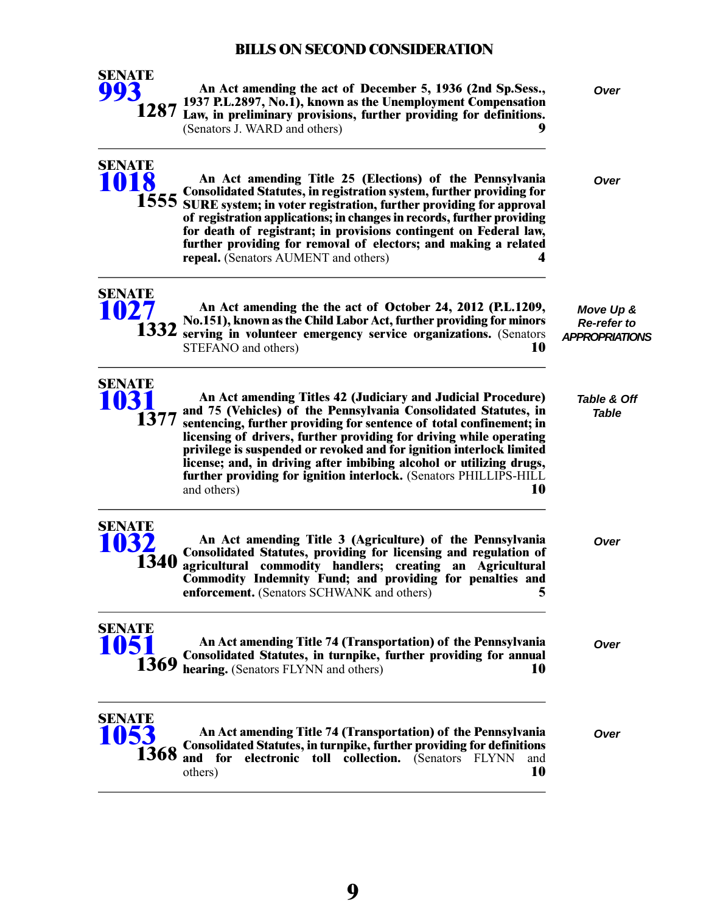## BILLS ON SECOND CONSIDERATION

**SENATE 993** **1287**

**An Act amending the act of December 5, 1936 (2nd Sp.Sess., 1937 P.L.2897, No.1), known as the Unemployment Compensation Law, in preliminary provisions, further providing for definitions.** (Senators J. WARD and others) **9**

***Over***

---

**SENATE 1018** **1555**

**An Act amending Title 25 (Elections) of the Pennsylvania Consolidated Statutes, in registration system, further providing for SURE system; in voter registration, further providing for approval of registration applications; in changes in records, further providing for death of registrant; in provisions contingent on Federal law, further providing for removal of electors; and making a related repeal.** (Senators AUMENT and others) **4**

***Over***

---

**SENATE 1027** **1332**

**An Act amending the the act of October 24, 2012 (P.L.1209, No.151), known as the Child Labor Act, further providing for minors serving in volunteer emergency service organizations.** (Senators STEFANO and others) **10**

***Move Up & Re-refer to APPROPRIATIONS***

---

**SENATE 1031** **1377**

**An Act amending Titles 42 (Judiciary and Judicial Procedure) and 75 (Vehicles) of the Pennsylvania Consolidated Statutes, in sentencing, further providing for sentence of total confinement; in licensing of drivers, further providing for driving while operating privilege is suspended or revoked and for ignition interlock limited license; and, in driving after imbibing alcohol or utilizing drugs, further providing for ignition interlock.** (Senators PHILLIPS-HILL and others) **10**

***Table & Off Table***

---

**SENATE 1032** **1340**

**An Act amending Title 3 (Agriculture) of the Pennsylvania Consolidated Statutes, providing for licensing and regulation of agricultural commodity handlers; creating an Agricultural Commodity Indemnity Fund; and providing for penalties and enforcement.** (Senators SCHWANK and others) **5**

***Over***

---

**SENATE 1051** **1369**

**An Act amending Title 74 (Transportation) of the Pennsylvania Consolidated Statutes, in turnpike, further providing for annual hearing.** (Senators FLYNN and others) **10**

***Over***

---

**SENATE 1053** **1368**

**An Act amending Title 74 (Transportation) of the Pennsylvania Consolidated Statutes, in turnpike, further providing for definitions and for electronic toll collection.** (Senators FLYNN and others) **10**

***Over***

---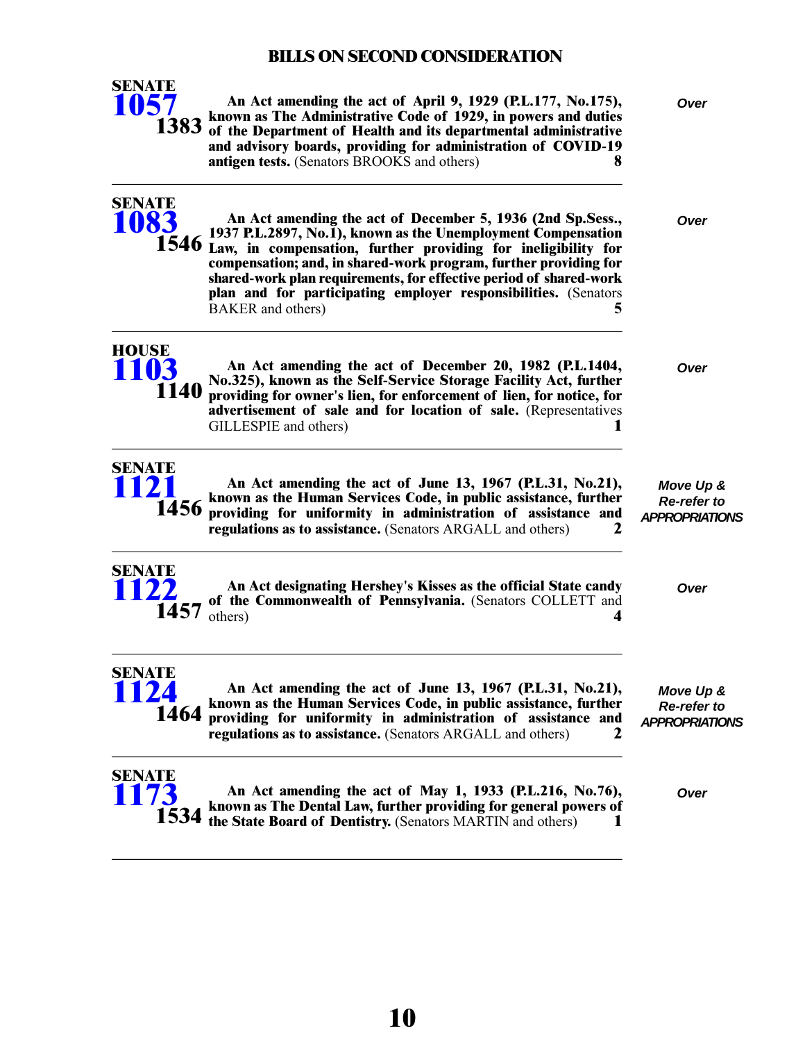## BILLS ON SECOND CONSIDERATION

**SENATE 1057** — 1383

**An Act amending the act of April 9, 1929 (P.L.177, No.175), known as The Administrative Code of 1929, in powers and duties of the Department of Health and its departmental administrative and advisory boards, providing for administration of COVID-19 antigen tests.** (Senators BROOKS and others) **8**

*Over*

---

**SENATE 1083** — 1546

**An Act amending the act of December 5, 1936 (2nd Sp.Sess., 1937 P.L.2897, No.1), known as the Unemployment Compensation Law, in compensation, further providing for ineligibility for compensation; and, in shared-work program, further providing for shared-work plan requirements, for effective period of shared-work plan and for participating employer responsibilities.** (Senators BAKER and others) **5**

*Over*

---

**HOUSE 1103** — 1140

**An Act amending the act of December 20, 1982 (P.L.1404, No.325), known as the Self-Service Storage Facility Act, further providing for owner's lien, for enforcement of lien, for notice, for advertisement of sale and for location of sale.** (Representatives GILLESPIE and others) **1**

*Over*

---

**SENATE 1121** — 1456

**An Act amending the act of June 13, 1967 (P.L.31, No.21), known as the Human Services Code, in public assistance, further providing for uniformity in administration of assistance and regulations as to assistance.** (Senators ARGALL and others) **2**

*Move Up & Re-refer to APPROPRIATIONS*

---

**SENATE 1122** — 1457

**An Act designating Hershey's Kisses as the official State candy of the Commonwealth of Pennsylvania.** (Senators COLLETT and others) **4**

*Over*

---

**SENATE 1124** — 1464

**An Act amending the act of June 13, 1967 (P.L.31, No.21), known as the Human Services Code, in public assistance, further providing for uniformity in administration of assistance and regulations as to assistance.** (Senators ARGALL and others) **2**

*Move Up & Re-refer to APPROPRIATIONS*

---

**SENATE 1173** — 1534

**An Act amending the act of May 1, 1933 (P.L.216, No.76), known as The Dental Law, further providing for general powers of the State Board of Dentistry.** (Senators MARTIN and others) **1**

*Over*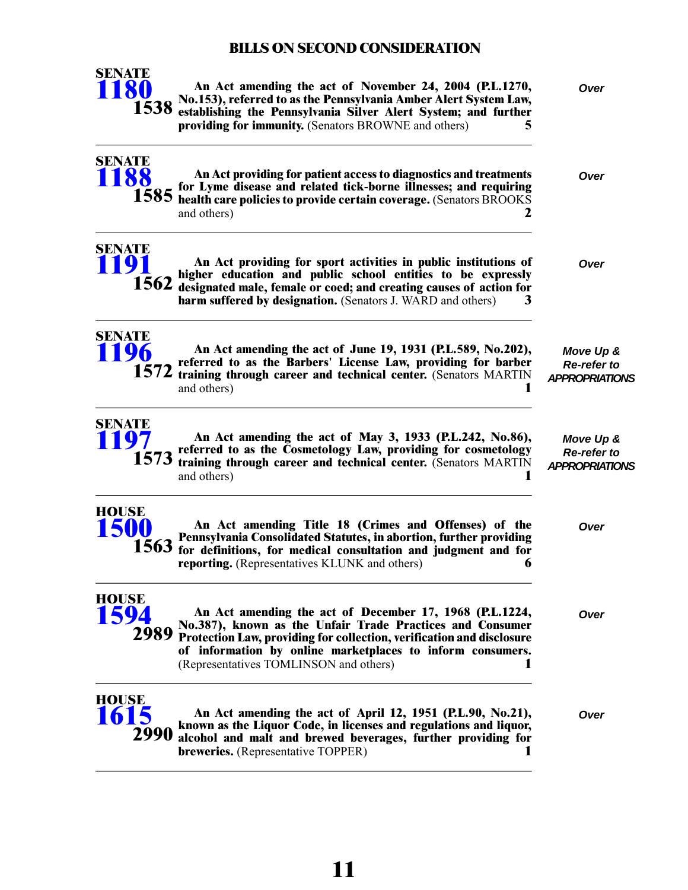# BILLS ON SECOND CONSIDERATION

**SENATE 1180** **1538**

**An Act amending the act of November 24, 2004 (P.L.1270, No.153), referred to as the Pennsylvania Amber Alert System Law, establishing the Pennsylvania Silver Alert System; and further providing for immunity.** (Senators BROWNE and others) **5**

*Over*

---

**SENATE 1188** **1585**

**An Act providing for patient access to diagnostics and treatments for Lyme disease and related tick-borne illnesses; and requiring health care policies to provide certain coverage.** (Senators BROOKS and others) **2**

*Over*

---

**SENATE 1191** **1562**

**An Act providing for sport activities in public institutions of higher education and public school entities to be expressly designated male, female or coed; and creating causes of action for harm suffered by designation.** (Senators J. WARD and others) **3**

*Over*

---

**SENATE 1196** **1572**

**An Act amending the act of June 19, 1931 (P.L.589, No.202), referred to as the Barbers' License Law, providing for barber training through career and technical center.** (Senators MARTIN and others) **1**

*Move Up & Re-refer to APPROPRIATIONS*

---

**SENATE 1197** **1573**

**An Act amending the act of May 3, 1933 (P.L.242, No.86), referred to as the Cosmetology Law, providing for cosmetology training through career and technical center.** (Senators MARTIN and others) **1**

*Move Up & Re-refer to APPROPRIATIONS*

---

**HOUSE 1500** **1563**

**An Act amending Title 18 (Crimes and Offenses) of the Pennsylvania Consolidated Statutes, in abortion, further providing for definitions, for medical consultation and judgment and for reporting.** (Representatives KLUNK and others) **6**

*Over*

---

**HOUSE 1594** **2989**

**An Act amending the act of December 17, 1968 (P.L.1224, No.387), known as the Unfair Trade Practices and Consumer Protection Law, providing for collection, verification and disclosure of information by online marketplaces to inform consumers.** (Representatives TOMLINSON and others) **1**

*Over*

---

**HOUSE 1615** **2990**

**An Act amending the act of April 12, 1951 (P.L.90, No.21), known as the Liquor Code, in licenses and regulations and liquor, alcohol and malt and brewed beverages, further providing for breweries.** (Representative TOPPER) **1**

*Over*

---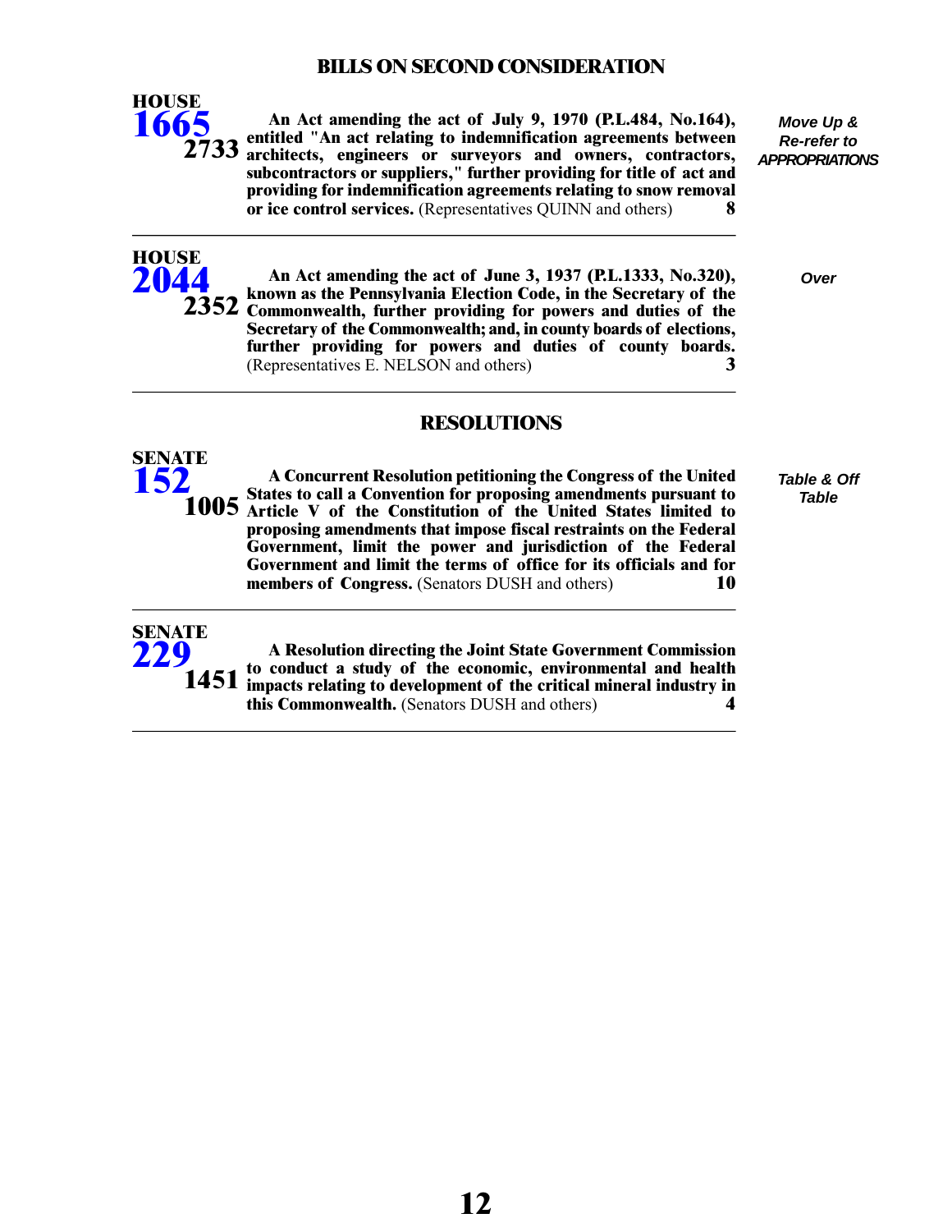## BILLS ON SECOND CONSIDERATION

**HOUSE**
**1665**
**2733**

**An Act amending the act of July 9, 1970 (P.L.484, No.164), entitled "An act relating to indemnification agreements between architects, engineers or surveyors and owners, contractors, subcontractors or suppliers," further providing for title of act and providing for indemnification agreements relating to snow removal or ice control services.** (Representatives QUINN and others) **8**

*Move Up & Re-refer to APPROPRIATIONS*

---

**HOUSE**
**2044**
**2352**

**An Act amending the act of June 3, 1937 (P.L.1333, No.320), known as the Pennsylvania Election Code, in the Secretary of the Commonwealth, further providing for powers and duties of the Secretary of the Commonwealth; and, in county boards of elections, further providing for powers and duties of county boards.** (Representatives E. NELSON and others) **3**

*Over*

---

## RESOLUTIONS

**SENATE**
**152**
**1005**

**A Concurrent Resolution petitioning the Congress of the United States to call a Convention for proposing amendments pursuant to Article V of the Constitution of the United States limited to proposing amendments that impose fiscal restraints on the Federal Government, limit the power and jurisdiction of the Federal Government and limit the terms of office for its officials and for members of Congress.** (Senators DUSH and others) **10**

*Table & Off Table*

---

**SENATE**
**229**
**1451**

**A Resolution directing the Joint State Government Commission to conduct a study of the economic, environmental and health impacts relating to development of the critical mineral industry in this Commonwealth.** (Senators DUSH and others) **4**

---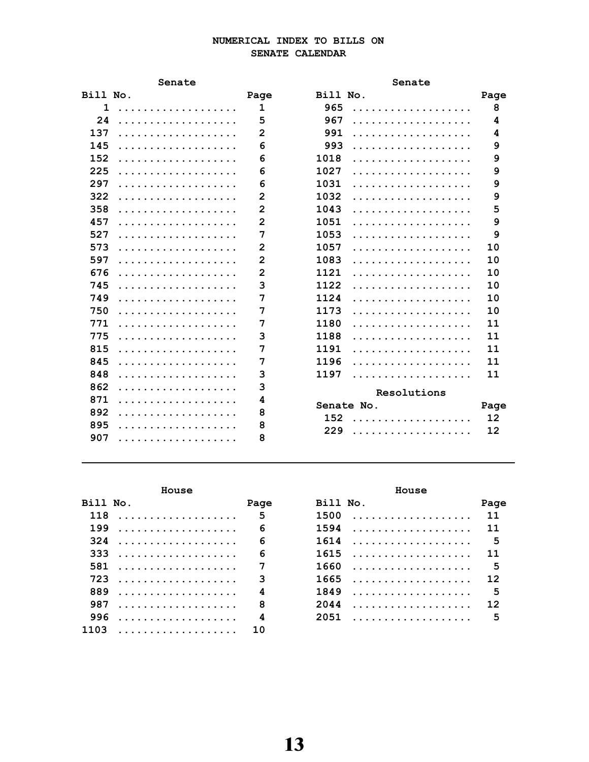# NUMERICAL INDEX TO BILLS ON SENATE CALENDAR

## Senate

| Bill No. | Page |
|---|---|
| 1 | 1 |
| 24 | 5 |
| 137 | 2 |
| 145 | 6 |
| 152 | 6 |
| 225 | 6 |
| 297 | 6 |
| 322 | 2 |
| 358 | 2 |
| 457 | 2 |
| 527 | 7 |
| 573 | 2 |
| 597 | 2 |
| 676 | 2 |
| 745 | 3 |
| 749 | 7 |
| 750 | 7 |
| 771 | 7 |
| 775 | 3 |
| 815 | 7 |
| 845 | 7 |
| 848 | 3 |
| 862 | 3 |
| 871 | 4 |
| 892 | 8 |
| 895 | 8 |
| 907 | 8 |
| 965 | 8 |
| 967 | 4 |
| 991 | 4 |
| 993 | 9 |
| 1018 | 9 |
| 1027 | 9 |
| 1031 | 9 |
| 1032 | 9 |
| 1043 | 5 |
| 1051 | 9 |
| 1053 | 9 |
| 1057 | 10 |
| 1083 | 10 |
| 1121 | 10 |
| 1122 | 10 |
| 1124 | 10 |
| 1173 | 10 |
| 1180 | 11 |
| 1188 | 11 |
| 1191 | 11 |
| 1196 | 11 |
| 1197 | 11 |

### Resolutions

| Senate No. | Page |
|---|---|
| 152 | 12 |
| 229 | 12 |

---

## House

| Bill No. | Page |
|---|---|
| 118 | 5 |
| 199 | 6 |
| 324 | 6 |
| 333 | 6 |
| 581 | 7 |
| 723 | 3 |
| 889 | 4 |
| 987 | 8 |
| 996 | 4 |
| 1103 | 10 |
| 1500 | 11 |
| 1594 | 11 |
| 1614 | 5 |
| 1615 | 11 |
| 1660 | 5 |
| 1665 | 12 |
| 1849 | 5 |
| 2044 | 12 |
| 2051 | 5 |